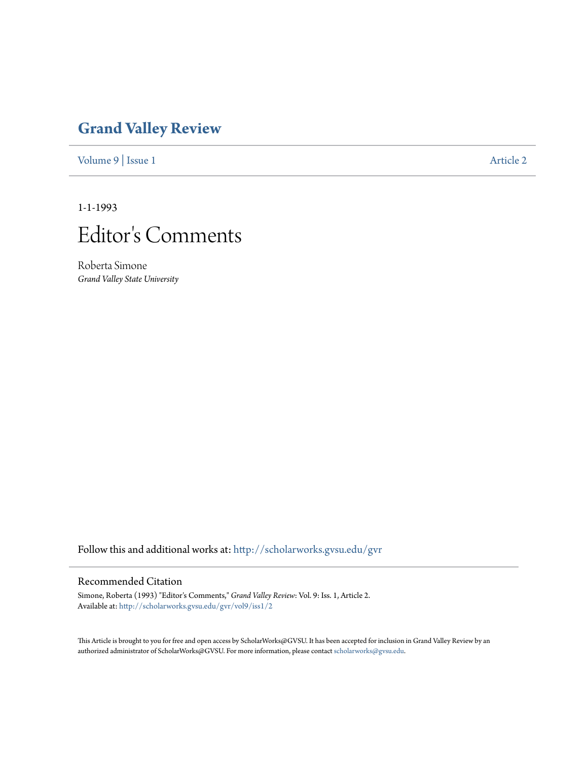# Grand Valley Review

Volume 9 | Issue 1 Article 2

1-1-1993

# Editor's Comments

Roberta Simone
*Grand Valley State University*

Follow this and additional works at: http://scholarworks.gvsu.edu/gvr

## Recommended Citation

Simone, Roberta (1993) "Editor's Comments," *Grand Valley Review*: Vol. 9: Iss. 1, Article 2.
Available at: http://scholarworks.gvsu.edu/gvr/vol9/iss1/2

This Article is brought to you for free and open access by ScholarWorks@GVSU. It has been accepted for inclusion in Grand Valley Review by an authorized administrator of ScholarWorks@GVSU. For more information, please contact scholarworks@gvsu.edu.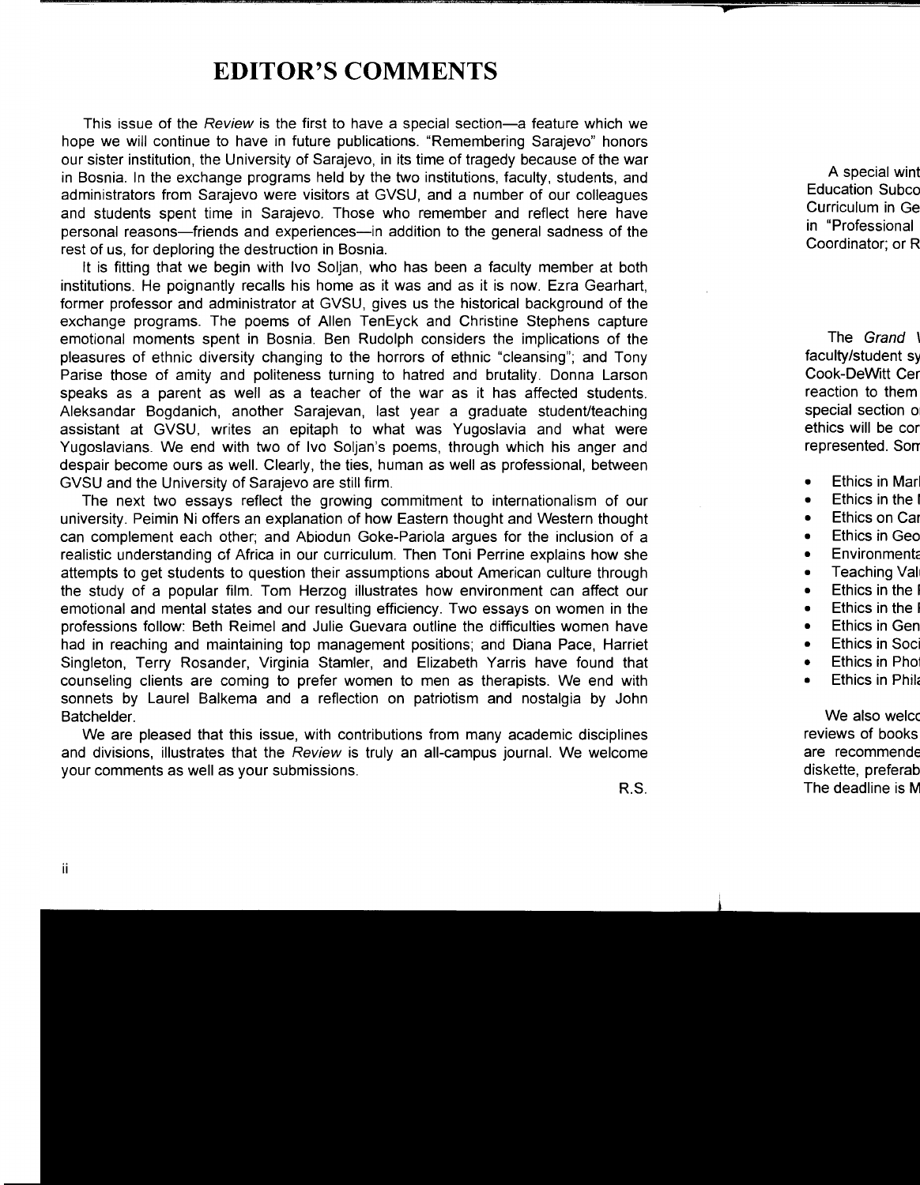# EDITOR'S COMMENTS

This issue of the *Review* is the first to have a special section—a feature which we hope we will continue to have in future publications. "Remembering Sarajevo" honors our sister institution, the University of Sarajevo, in its time of tragedy because of the war in Bosnia. In the exchange programs held by the two institutions, faculty, students, and administrators from Sarajevo were visitors at GVSU, and a number of our colleagues and students spent time in Sarajevo. Those who remember and reflect here have personal reasons—friends and experiences—in addition to the general sadness of the rest of us, for deploring the destruction in Bosnia.

It is fitting that we begin with Ivo Soljan, who has been a faculty member at both institutions. He poignantly recalls his home as it was and as it is now. Ezra Gearhart, former professor and administrator at GVSU, gives us the historical background of the exchange programs. The poems of Allen TenEyck and Christine Stephens capture emotional moments spent in Bosnia. Ben Rudolph considers the implications of the pleasures of ethnic diversity changing to the horrors of ethnic "cleansing"; and Tony Parise those of amity and politeness turning to hatred and brutality. Donna Larson speaks as a parent as well as a teacher of the war as it has affected students. Aleksandar Bogdanich, another Sarajevan, last year a graduate student/teaching assistant at GVSU, writes an epitaph to what was Yugoslavia and what were Yugoslavians. We end with two of Ivo Soljan's poems, through which his anger and despair become ours as well. Clearly, the ties, human as well as professional, between GVSU and the University of Sarajevo are still firm.

The next two essays reflect the growing commitment to internationalism of our university. Peimin Ni offers an explanation of how Eastern thought and Western thought can complement each other; and Abiodun Goke-Pariola argues for the inclusion of a realistic understanding of Africa in our curriculum. Then Toni Perrine explains how she attempts to get students to question their assumptions about American culture through the study of a popular film. Tom Herzog illustrates how environment can affect our emotional and mental states and our resulting efficiency. Two essays on women in the professions follow: Beth Reimel and Julie Guevara outline the difficulties women have had in reaching and maintaining top management positions; and Diana Pace, Harriet Singleton, Terry Rosander, Virginia Stamler, and Elizabeth Yarris have found that counseling clients are coming to prefer women to men as therapists. We end with sonnets by Laurel Balkema and a reflection on patriotism and nostalgia by John Batchelder.

We are pleased that this issue, with contributions from many academic disciplines and divisions, illustrates that the *Review* is truly an all-campus journal. We welcome your comments as well as your submissions.

R.S.